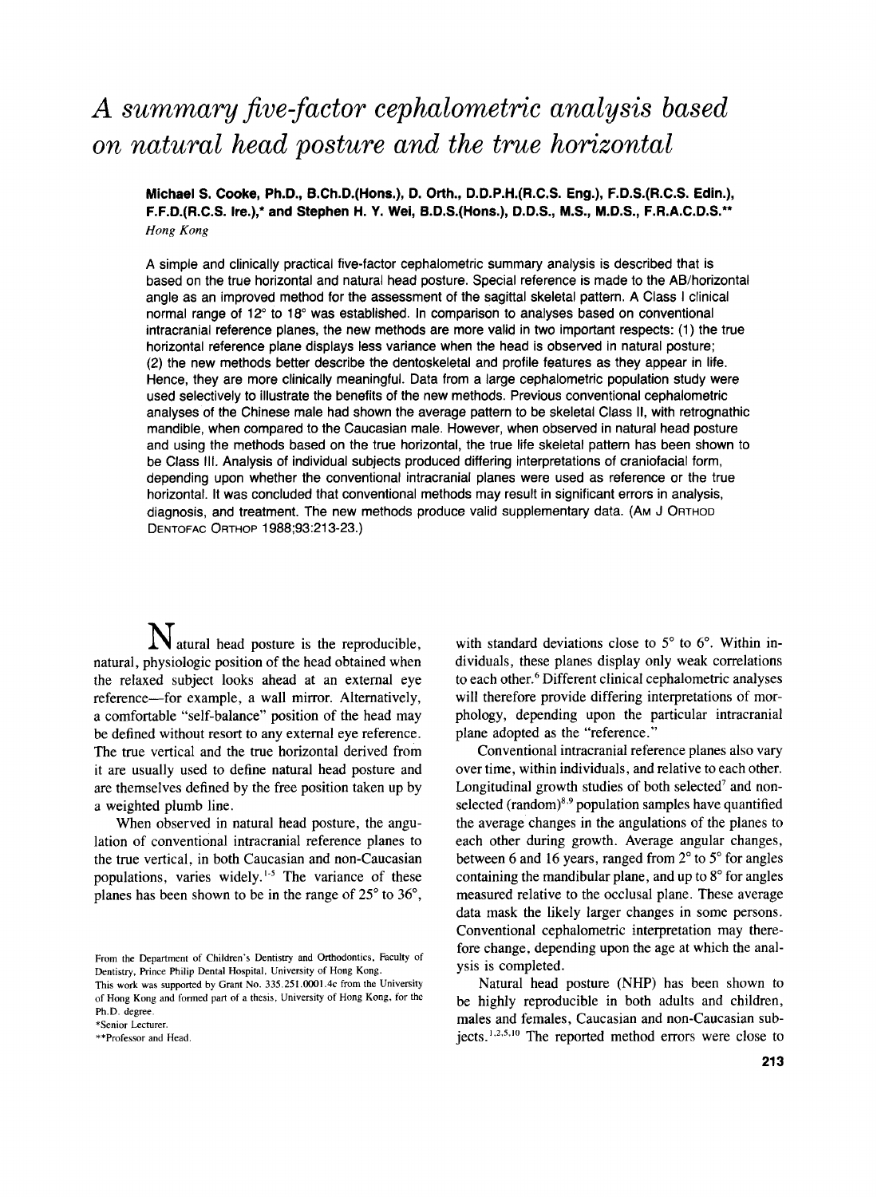# *A summary five-factor cephalometric analysis based on natural head posture and the true horizontal*

**Michael S. Cooke, Ph.D., B.Ch.D.(Hons.), D. Orth., D.D.P.H.(R.C.S. Eng.), F.D.S.(R.C.S. Edin.), F.F.D.(R.C.S. Ire.),* and Stephen H. Y. Wei, B.D.S.(Hons.), D.D.S., M.S., M.D.S., F.R.A.C.D.S.****
*Hong Kong*

A simple and clinically practical five-factor cephalometric summary analysis is described that is based on the true horizontal and natural head posture. Special reference is made to the AB/horizontal angle as an improved method for the assessment of the sagittal skeletal pattern. A Class I clinical normal range of 12° to 18° was established. In comparison to analyses based on conventional intracranial reference planes, the new methods are more valid in two important respects: (1) the true horizontal reference plane displays less variance when the head is observed in natural posture; (2) the new methods better describe the dentoskeletal and profile features as they appear in life. Hence, they are more clinically meaningful. Data from a large cephalometric population study were used selectively to illustrate the benefits of the new methods. Previous conventional cephalometric analyses of the Chinese male had shown the average pattern to be skeletal Class II, with retrognathic mandible, when compared to the Caucasian male. However, when observed in natural head posture and using the methods based on the true horizontal, the true life skeletal pattern has been shown to be Class III. Analysis of individual subjects produced differing interpretations of craniofacial form, depending upon whether the conventional intracranial planes were used as reference or the true horizontal. It was concluded that conventional methods may result in significant errors in analysis, diagnosis, and treatment. The new methods produce valid supplementary data. (AM J ORTHOD DENTOFAC ORTHOP 1988;93:213-23.)

Natural head posture is the reproducible, natural, physiologic position of the head obtained when the relaxed subject looks ahead at an external eye reference—for example, a wall mirror. Alternatively, a comfortable "self-balance" position of the head may be defined without resort to any external eye reference. The true vertical and the true horizontal derived from it are usually used to define natural head posture and are themselves defined by the free position taken up by a weighted plumb line.

When observed in natural head posture, the angulation of conventional intracranial reference planes to the true vertical, in both Caucasian and non-Caucasian populations, varies widely.[1-5] The variance of these planes has been shown to be in the range of 25° to 36°, with standard deviations close to 5° to 6°. Within individuals, these planes display only weak correlations to each other.[6] Different clinical cephalometric analyses will therefore provide differing interpretations of morphology, depending upon the particular intracranial plane adopted as the "reference."

Conventional intracranial reference planes also vary over time, within individuals, and relative to each other. Longitudinal growth studies of both selected[7] and non-selected (random)[8,9] population samples have quantified the average changes in the angulations of the planes to each other during growth. Average angular changes, between 6 and 16 years, ranged from 2° to 5° for angles containing the mandibular plane, and up to 8° for angles measured relative to the occlusal plane. These average data mask the likely larger changes in some persons. Conventional cephalometric interpretation may therefore change, depending upon the age at which the analysis is completed.

Natural head posture (NHP) has been shown to be highly reproducible in both adults and children, males and females, Caucasian and non-Caucasian subjects.[1,2,5,10] The reported method errors were close to

From the Department of Children's Dentistry and Orthodontics, Faculty of Dentistry, Prince Philip Dental Hospital, University of Hong Kong.
This work was supported by Grant No. 335.251.0001.4c from the University of Hong Kong and formed part of a thesis, University of Hong Kong, for the Ph.D. degree.
*Senior Lecturer.
**Professor and Head.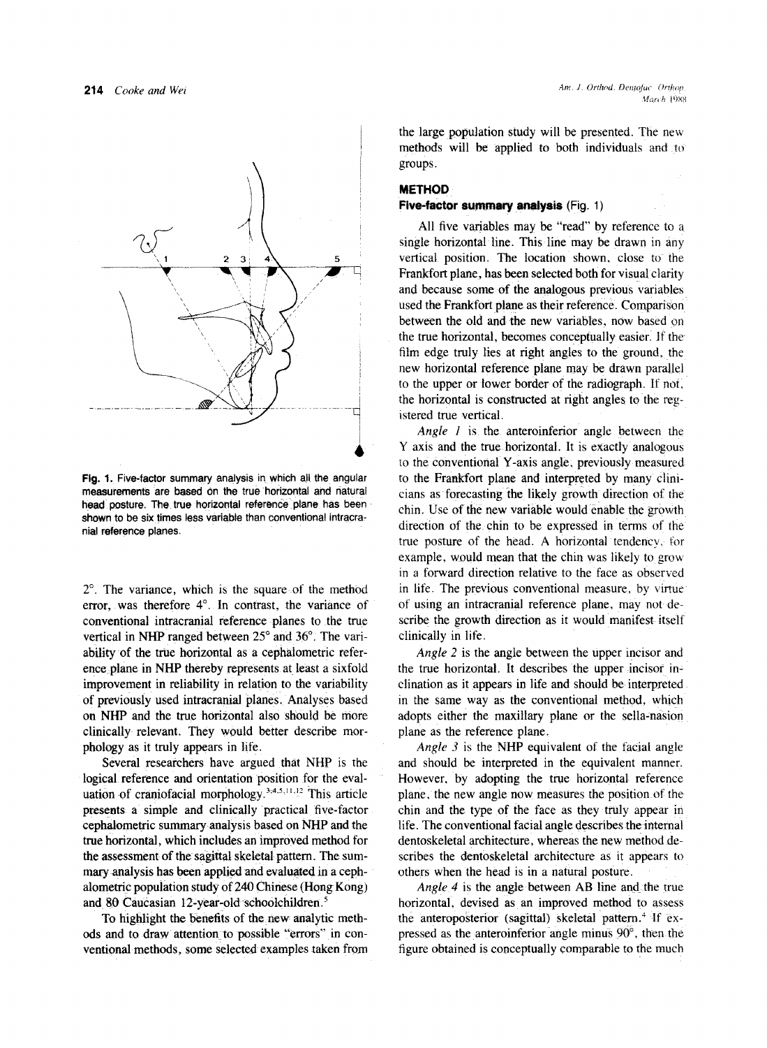Fig. 1. Five-factor summary analysis in which all the angular measurements are based on the true horizontal and natural head posture. The true horizontal reference plane has been shown to be six times less variable than conventional intracranial reference planes.

2°. The variance, which is the square of the method error, was therefore 4°. In contrast, the variance of conventional intracranial reference planes to the true vertical in NHP ranged between 25° and 36°. The variability of the true horizontal as a cephalometric reference plane in NHP thereby represents at least a sixfold improvement in reliability in relation to the variability of previously used intracranial planes. Analyses based on NHP and the true horizontal also should be more clinically relevant. They would better describe morphology as it truly appears in life.

Several researchers have argued that NHP is the logical reference and orientation position for the evaluation of craniofacial morphology.[3,4,5,11,12] This article presents a simple and clinically practical five-factor cephalometric summary analysis based on NHP and the true horizontal, which includes an improved method for the assessment of the sagittal skeletal pattern. The summary analysis has been applied and evaluated in a cephalometric population study of 240 Chinese (Hong Kong) and 80 Caucasian 12-year-old schoolchildren.[5]

To highlight the benefits of the new analytic methods and to draw attention to possible "errors" in conventional methods, some selected examples taken from the large population study will be presented. The new methods will be applied to both individuals and to groups.

## METHOD

### Five-factor summary analysis (Fig. 1)

All five variables may be "read" by reference to a single horizontal line. This line may be drawn in any vertical position. The location shown, close to the Frankfort plane, has been selected both for visual clarity and because some of the analogous previous variables used the Frankfort plane as their reference. Comparison between the old and the new variables, now based on the true horizontal, becomes conceptually easier. If the film edge truly lies at right angles to the ground, the new horizontal reference plane may be drawn parallel to the upper or lower border of the radiograph. If not, the horizontal is constructed at right angles to the registered true vertical.

*Angle 1* is the anteroinferior angle between the Y axis and the true horizontal. It is exactly analogous to the conventional Y-axis angle, previously measured to the Frankfort plane and interpreted by many clinicians as forecasting the likely growth direction of the chin. Use of the new variable would enable the growth direction of the chin to be expressed in terms of the true posture of the head. A horizontal tendency, for example, would mean that the chin was likely to grow in a forward direction relative to the face as observed in life. The previous conventional measure, by virtue of using an intracranial reference plane, may not describe the growth direction as it would manifest itself clinically in life.

*Angle 2* is the angle between the upper incisor and the true horizontal. It describes the upper incisor inclination as it appears in life and should be interpreted in the same way as the conventional method, which adopts either the maxillary plane or the sella-nasion plane as the reference plane.

*Angle 3* is the NHP equivalent of the facial angle and should be interpreted in the equivalent manner. However, by adopting the true horizontal reference plane, the new angle now measures the position of the chin and the type of the face as they truly appear in life. The conventional facial angle describes the internal dentoskeletal architecture, whereas the new method describes the dentoskeletal architecture as it appears to others when the head is in a natural posture.

*Angle 4* is the angle between AB line and the true horizontal, devised as an improved method to assess the anteroposterior (sagittal) skeletal pattern.[4] If expressed as the anteroinferior angle minus 90°, then the figure obtained is conceptually comparable to the much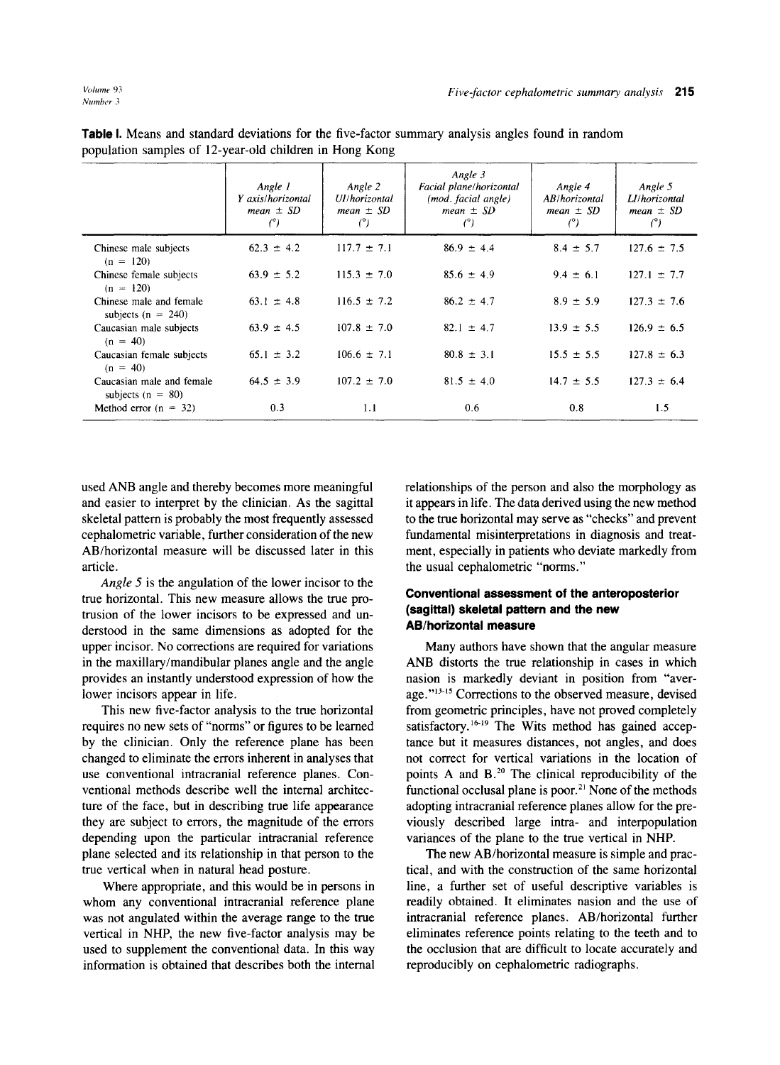**Table I.** Means and standard deviations for the five-factor summary analysis angles found in random population samples of 12-year-old children in Hong Kong

| | *Angle 1* *Y axis/horizontal* *mean ± SD* *(°)* | *Angle 2* *UI/horizontal* *mean ± SD* *(°)* | *Angle 3* *Facial plane/horizontal* *(mod. facial angle)* *mean ± SD* *(°)* | *Angle 4* *AB/horizontal* *mean ± SD* *(°)* | *Angle 5* *LI/horizontal* *mean ± SD* *(°)* |
|---|---|---|---|---|---|
| Chinese male subjects (n = 120) | 62.3 ± 4.2 | 117.7 ± 7.1 | 86.9 ± 4.4 | 8.4 ± 5.7 | 127.6 ± 7.5 |
| Chinese female subjects (n = 120) | 63.9 ± 5.2 | 115.3 ± 7.0 | 85.6 ± 4.9 | 9.4 ± 6.1 | 127.1 ± 7.7 |
| Chinese male and female subjects (n = 240) | 63.1 ± 4.8 | 116.5 ± 7.2 | 86.2 ± 4.7 | 8.9 ± 5.9 | 127.3 ± 7.6 |
| Caucasian male subjects (n = 40) | 63.9 ± 4.5 | 107.8 ± 7.0 | 82.1 ± 4.7 | 13.9 ± 5.5 | 126.9 ± 6.5 |
| Caucasian female subjects (n = 40) | 65.1 ± 3.2 | 106.6 ± 7.1 | 80.8 ± 3.1 | 15.5 ± 5.5 | 127.8 ± 6.3 |
| Caucasian male and female subjects (n = 80) | 64.5 ± 3.9 | 107.2 ± 7.0 | 81.5 ± 4.0 | 14.7 ± 5.5 | 127.3 ± 6.4 |
| Method error (n = 32) | 0.3 | 1.1 | 0.6 | 0.8 | 1.5 |

used ANB angle and thereby becomes more meaningful and easier to interpret by the clinician. As the sagittal skeletal pattern is probably the most frequently assessed cephalometric variable, further consideration of the new AB/horizontal measure will be discussed later in this article.

*Angle 5* is the angulation of the lower incisor to the true horizontal. This new measure allows the true protrusion of the lower incisors to be expressed and understood in the same dimensions as adopted for the upper incisor. No corrections are required for variations in the maxillary/mandibular planes angle and the angle provides an instantly understood expression of how the lower incisors appear in life.

This new five-factor analysis to the true horizontal requires no new sets of "norms" or figures to be learned by the clinician. Only the reference plane has been changed to eliminate the errors inherent in analyses that use conventional intracranial reference planes. Conventional methods describe well the internal architecture of the face, but in describing true life appearance they are subject to errors, the magnitude of the errors depending upon the particular intracranial reference plane selected and its relationship in that person to the true vertical when in natural head posture.

Where appropriate, and this would be in persons in whom any conventional intracranial reference plane was not angulated within the average range to the true vertical in NHP, the new five-factor analysis may be used to supplement the conventional data. In this way information is obtained that describes both the internal relationships of the person and also the morphology as it appears in life. The data derived using the new method to the true horizontal may serve as "checks" and prevent fundamental misinterpretations in diagnosis and treatment, especially in patients who deviate markedly from the usual cephalometric "norms."

### Conventional assessment of the anteroposterior (sagittal) skeletal pattern and the new AB/horizontal measure

Many authors have shown that the angular measure ANB distorts the true relationship in cases in which nasion is markedly deviant in position from "average."[13-15] Corrections to the observed measure, devised from geometric principles, have not proved completely satisfactory.[16-19] The Wits method has gained acceptance but it measures distances, not angles, and does not correct for vertical variations in the location of points A and B.[20] The clinical reproducibility of the functional occlusal plane is poor.[21] None of the methods adopting intracranial reference planes allow for the previously described large intra- and interpopulation variances of the plane to the true vertical in NHP.

The new AB/horizontal measure is simple and practical, and with the construction of the same horizontal line, a further set of useful descriptive variables is readily obtained. It eliminates nasion and the use of intracranial reference planes. AB/horizontal further eliminates reference points relating to the teeth and to the occlusion that are difficult to locate accurately and reproducibly on cephalometric radiographs.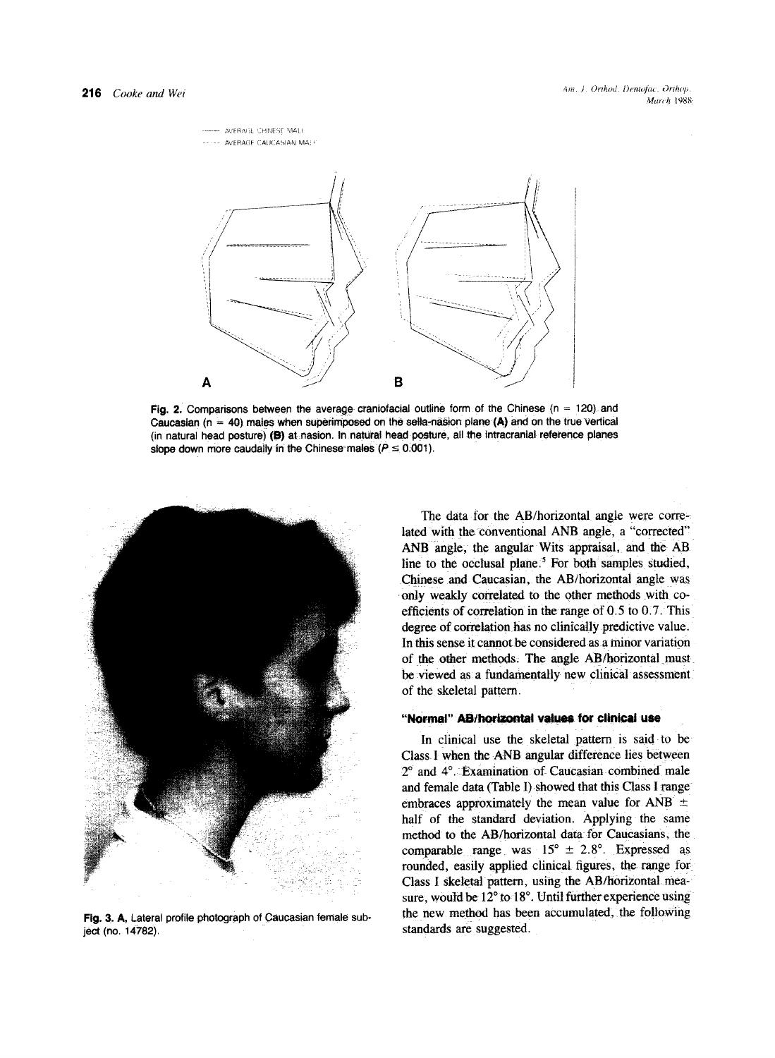Fig. 2. Comparisons between the average craniofacial outline form of the Chinese (n = 120) and Caucasian (n = 40) males when superimposed on the sella-nasion plane **(A)** and on the true vertical (in natural head posture) **(B)** at nasion. In natural head posture, all the intracranial reference planes slope down more caudally in the Chinese males ($P \leq 0.001$).

Fig. 3. A, Lateral profile photograph of Caucasian female subject (no. 14782).

The data for the AB/horizontal angle were correlated with the conventional ANB angle, a "corrected" ANB angle, the angular Wits appraisal, and the AB line to the occlusal plane.[5] For both samples studied, Chinese and Caucasian, the AB/horizontal angle was only weakly correlated to the other methods with coefficients of correlation in the range of 0.5 to 0.7. This degree of correlation has no clinically predictive value. In this sense it cannot be considered as a minor variation of the other methods. The angle AB/horizontal must be viewed as a fundamentally new clinical assessment of the skeletal pattern.

### "Normal" AB/horizontal values for clinical use

In clinical use the skeletal pattern is said to be Class I when the ANB angular difference lies between 2° and 4°. Examination of Caucasian combined male and female data (Table I) showed that this Class I range embraces approximately the mean value for ANB ± half of the standard deviation. Applying the same method to the AB/horizontal data for Caucasians, the comparable range was 15° ± 2.8°. Expressed as rounded, easily applied clinical figures, the range for Class I skeletal pattern, using the AB/horizontal measure, would be 12° to 18°. Until further experience using the new method has been accumulated, the following standards are suggested.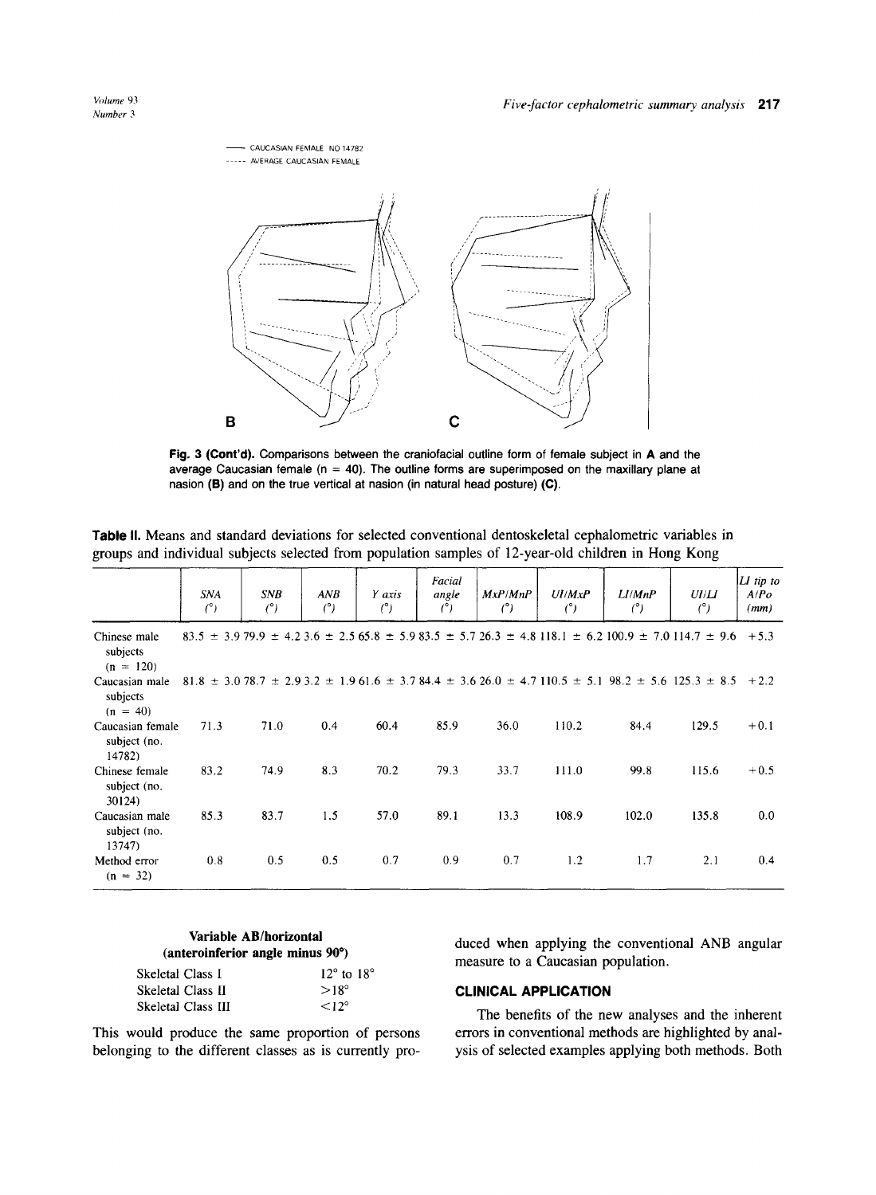Fig. 3 (Cont'd). Comparisons between the craniofacial outline form of female subject in **A** and the average Caucasian female (n = 40). The outline forms are superimposed on the maxillary plane at nasion **(B)** and on the true vertical at nasion (in natural head posture) **(C)**.

**Table II.** Means and standard deviations for selected conventional dentoskeletal cephalometric variables in groups and individual subjects selected from population samples of 12-year-old children in Hong Kong

| | *SNA* (°) | *SNB* (°) | *ANB* (°) | *Y axis* (°) | *Facial angle* (°) | *MxP/MnP* (°) | *UI/MxP* (°) | *LI/MnP* (°) | *UI/LI* (°) | *LI tip to A/Po* (mm) |
|---|---|---|---|---|---|---|---|---|---|---|
| Chinese male subjects (n = 120) | 83.5 ± 3.9 | 79.9 ± 4.2 | 3.6 ± 2.5 | 65.8 ± 5.9 | 83.5 ± 5.7 | 26.3 ± 4.8 | 118.1 ± 6.2 | 100.9 ± 7.0 | 114.7 ± 9.6 | +5.3 |
| Caucasian male subjects (n = 40) | 81.8 ± 3.0 | 78.7 ± 2.9 | 3.2 ± 1.9 | 61.6 ± 3.7 | 84.4 ± 3.6 | 26.0 ± 4.7 | 110.5 ± 5.1 | 98.2 ± 5.6 | 125.3 ± 8.5 | +2.2 |
| Caucasian female subject (no. 14782) | 71.3 | 71.0 | 0.4 | 60.4 | 85.9 | 36.0 | 110.2 | 84.4 | 129.5 | +0.1 |
| Chinese female subject (no. 30124) | 83.2 | 74.9 | 8.3 | 70.2 | 79.3 | 33.7 | 111.0 | 99.8 | 115.6 | +0.5 |
| Caucasian male subject (no. 13747) | 85.3 | 83.7 | 1.5 | 57.0 | 89.1 | 13.3 | 108.9 | 102.0 | 135.8 | 0.0 |
| Method error (n = 32) | 0.8 | 0.5 | 0.5 | 0.7 | 0.9 | 0.7 | 1.2 | 1.7 | 2.1 | 0.4 |

**Variable AB/horizontal (anteroinferior angle minus 90°)**

| | |
|---|---|
| Skeletal Class I | 12° to 18° |
| Skeletal Class II | >18° |
| Skeletal Class III | <12° |

This would produce the same proportion of persons belonging to the different classes as is currently produced when applying the conventional ANB angular measure to a Caucasian population.

## CLINICAL APPLICATION

The benefits of the new analyses and the inherent errors in conventional methods are highlighted by analysis of selected examples applying both methods. Both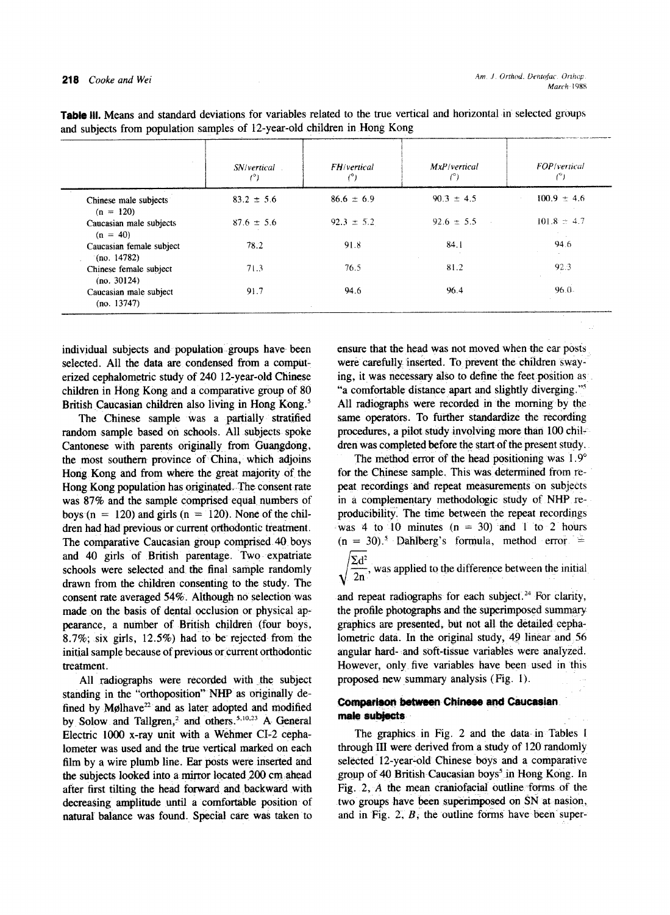**Table III.** Means and standard deviations for variables related to the true vertical and horizontal in selected groups and subjects from population samples of 12-year-old children in Hong Kong

| | *SN/vertical* (°) | *FH/vertical* (°) | *MxP/vertical* (°) | *FOP/vertical* (°) |
|---|---|---|---|---|
| Chinese male subjects (n = 120) | 83.2 ± 5.6 | 86.6 ± 6.9 | 90.3 ± 4.5 | 100.9 ± 4.6 |
| Caucasian male subjects (n = 40) | 87.6 ± 5.6 | 92.3 ± 5.2 | 92.6 ± 5.5 | 101.8 ± 4.7 |
| Caucasian female subject (no. 14782) | 78.2 | 91.8 | 84.1 | 94.6 |
| Chinese female subject (no. 30124) | 71.3 | 76.5 | 81.2 | 92.3 |
| Caucasian male subject (no. 13747) | 91.7 | 94.6 | 96.4 | 96.0 |

individual subjects and population groups have been selected. All the data are condensed from a computerized cephalometric study of 240 12-year-old Chinese children in Hong Kong and a comparative group of 80 British Caucasian children also living in Hong Kong.[5]

The Chinese sample was a partially stratified random sample based on schools. All subjects spoke Cantonese with parents originally from Guangdong, the most southern province of China, which adjoins Hong Kong and from where the great majority of the Hong Kong population has originated. The consent rate was 87% and the sample comprised equal numbers of boys (n = 120) and girls (n = 120). None of the children had had previous or current orthodontic treatment. The comparative Caucasian group comprised 40 boys and 40 girls of British parentage. Two expatriate schools were selected and the final sample randomly drawn from the children consenting to the study. The consent rate averaged 54%. Although no selection was made on the basis of dental occlusion or physical appearance, a number of British children (four boys, 8.7%; six girls, 12.5%) had to be rejected from the initial sample because of previous or current orthodontic treatment.

All radiographs were recorded with the subject standing in the "orthoposition" NHP as originally defined by Mølhave[22] and as later adopted and modified by Solow and Tallgren,[2] and others.[5,10,23] A General Electric 1000 x-ray unit with a Wehmer CI-2 cephalometer was used and the true vertical marked on each film by a wire plumb line. Ear posts were inserted and the subjects looked into a mirror located 200 cm ahead after first tilting the head forward and backward with decreasing amplitude until a comfortable position of natural balance was found. Special care was taken to ensure that the head was not moved when the ear posts were carefully inserted. To prevent the children swaying, it was necessary also to define the feet position as "a comfortable distance apart and slightly diverging."[5] All radiographs were recorded in the morning by the same operators. To further standardize the recording procedures, a pilot study involving more than 100 children was completed before the start of the present study.

The method error of the head positioning was 1.9° for the Chinese sample. This was determined from repeat recordings and repeat measurements on subjects in a complementary methodologic study of NHP reproducibility. The time between the repeat recordings was 4 to 10 minutes (n = 30) and 1 to 2 hours (n = 30).[5] Dahlberg's formula, method error = $\sqrt{\frac{\Sigma d^2}{2n}}$, was applied to the difference between the initial and repeat radiographs for each subject.[24] For clarity, the profile photographs and the superimposed summary graphics are presented, but not all the detailed cephalometric data. In the original study, 49 linear and 56 angular hard- and soft-tissue variables were analyzed. However, only five variables have been used in this proposed new summary analysis (Fig. 1).

### Comparison between Chinese and Caucasian male subjects

The graphics in Fig. 2 and the data in Tables I through III were derived from a study of 120 randomly selected 12-year-old Chinese boys and a comparative group of 40 British Caucasian boys[5] in Hong Kong. In Fig. 2, *A* the mean craniofacial outline forms of the two groups have been superimposed on SN at nasion, and in Fig. 2, *B*, the outline forms have been super-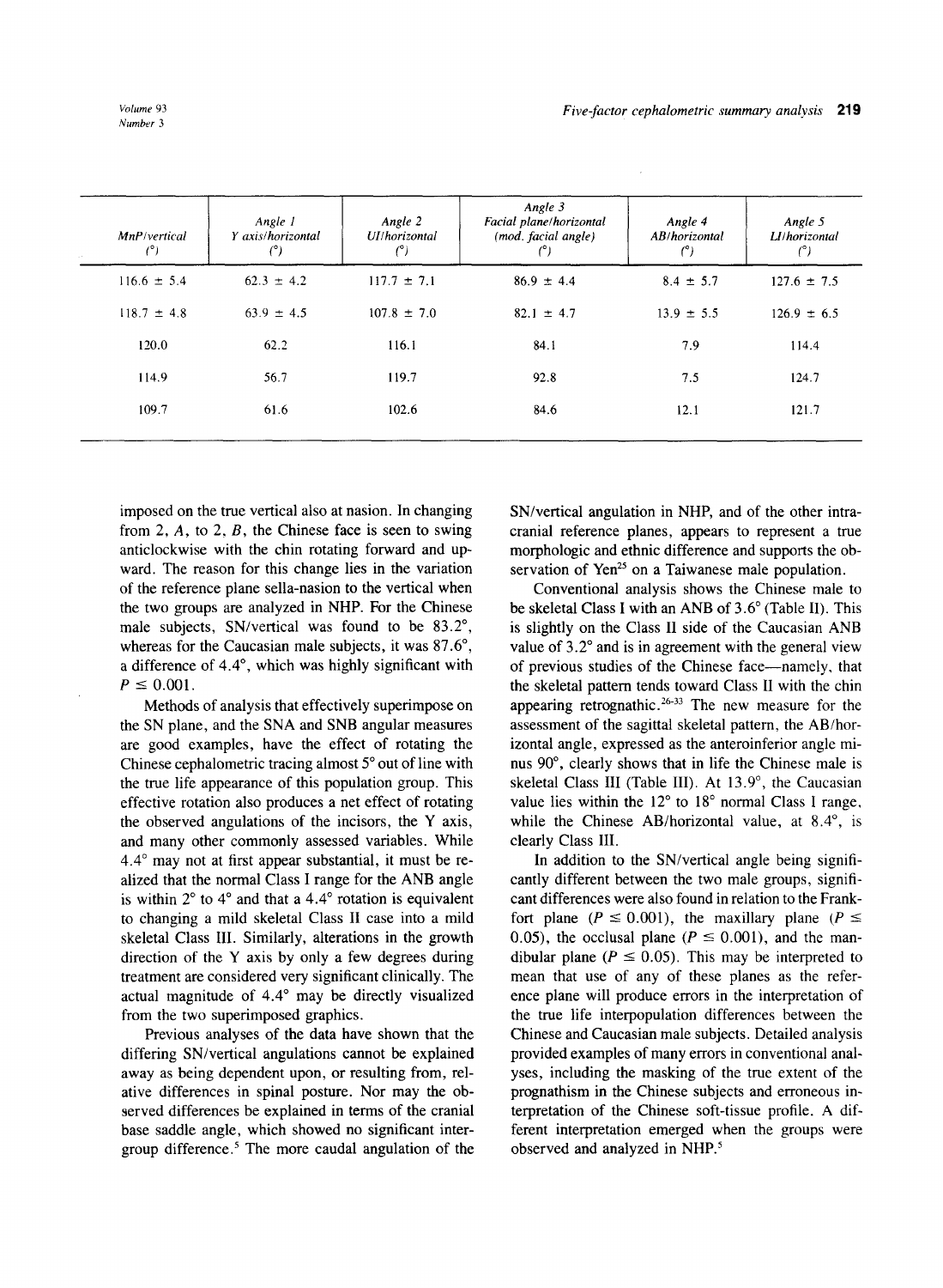| MnP/vertical (°) | Angle 1 Y axis/horizontal (°) | Angle 2 UI/horizontal (°) | Angle 3 Facial plane/horizontal (mod. facial angle) (°) | Angle 4 AB/horizontal (°) | Angle 5 LI/horizontal (°) |
|---|---|---|---|---|---|
| 116.6 ± 5.4 | 62.3 ± 4.2 | 117.7 ± 7.1 | 86.9 ± 4.4 | 8.4 ± 5.7 | 127.6 ± 7.5 |
| 118.7 ± 4.8 | 63.9 ± 4.5 | 107.8 ± 7.0 | 82.1 ± 4.7 | 13.9 ± 5.5 | 126.9 ± 6.5 |
| 120.0 | 62.2 | 116.1 | 84.1 | 7.9 | 114.4 |
| 114.9 | 56.7 | 119.7 | 92.8 | 7.5 | 124.7 |
| 109.7 | 61.6 | 102.6 | 84.6 | 12.1 | 121.7 |

imposed on the true vertical also at nasion. In changing from 2, *A*, to 2, *B*, the Chinese face is seen to swing anticlockwise with the chin rotating forward and upward. The reason for this change lies in the variation of the reference plane sella-nasion to the vertical when the two groups are analyzed in NHP. For the Chinese male subjects, SN/vertical was found to be 83.2°, whereas for the Caucasian male subjects, it was 87.6°, a difference of 4.4°, which was highly significant with $P \leq 0.001$.

Methods of analysis that effectively superimpose on the SN plane, and the SNA and SNB angular measures are good examples, have the effect of rotating the Chinese cephalometric tracing almost 5° out of line with the true life appearance of this population group. This effective rotation also produces a net effect of rotating the observed angulations of the incisors, the Y axis, and many other commonly assessed variables. While 4.4° may not at first appear substantial, it must be realized that the normal Class I range for the ANB angle is within 2° to 4° and that a 4.4° rotation is equivalent to changing a mild skeletal Class II case into a mild skeletal Class III. Similarly, alterations in the growth direction of the Y axis by only a few degrees during treatment are considered very significant clinically. The actual magnitude of 4.4° may be directly visualized from the two superimposed graphics.

Previous analyses of the data have shown that the differing SN/vertical angulations cannot be explained away as being dependent upon, or resulting from, relative differences in spinal posture. Nor may the observed differences be explained in terms of the cranial base saddle angle, which showed no significant intergroup difference.[5] The more caudal angulation of the SN/vertical angulation in NHP, and of the other intracranial reference planes, appears to represent a true morphologic and ethnic difference and supports the observation of Yen[25] on a Taiwanese male population.

Conventional analysis shows the Chinese male to be skeletal Class I with an ANB of 3.6° (Table II). This is slightly on the Class II side of the Caucasian ANB value of 3.2° and is in agreement with the general view of previous studies of the Chinese face—namely, that the skeletal pattern tends toward Class II with the chin appearing retrognathic.[26-33] The new measure for the assessment of the sagittal skeletal pattern, the AB/horizontal angle, expressed as the anteroinferior angle minus 90°, clearly shows that in life the Chinese male is skeletal Class III (Table III). At 13.9°, the Caucasian value lies within the 12° to 18° normal Class I range, while the Chinese AB/horizontal value, at 8.4°, is clearly Class III.

In addition to the SN/vertical angle being significantly different between the two male groups, significant differences were also found in relation to the Frankfort plane ($P \leq 0.001$), the maxillary plane ($P \leq 0.05$), the occlusal plane ($P \leq 0.001$), and the mandibular plane ($P \leq 0.05$). This may be interpreted to mean that use of any of these planes as the reference plane will produce errors in the interpretation of the true life interpopulation differences between the Chinese and Caucasian male subjects. Detailed analysis provided examples of many errors in conventional analyses, including the masking of the true extent of the prognathism in the Chinese subjects and erroneous interpretation of the Chinese soft-tissue profile. A different interpretation emerged when the groups were observed and analyzed in NHP.[5]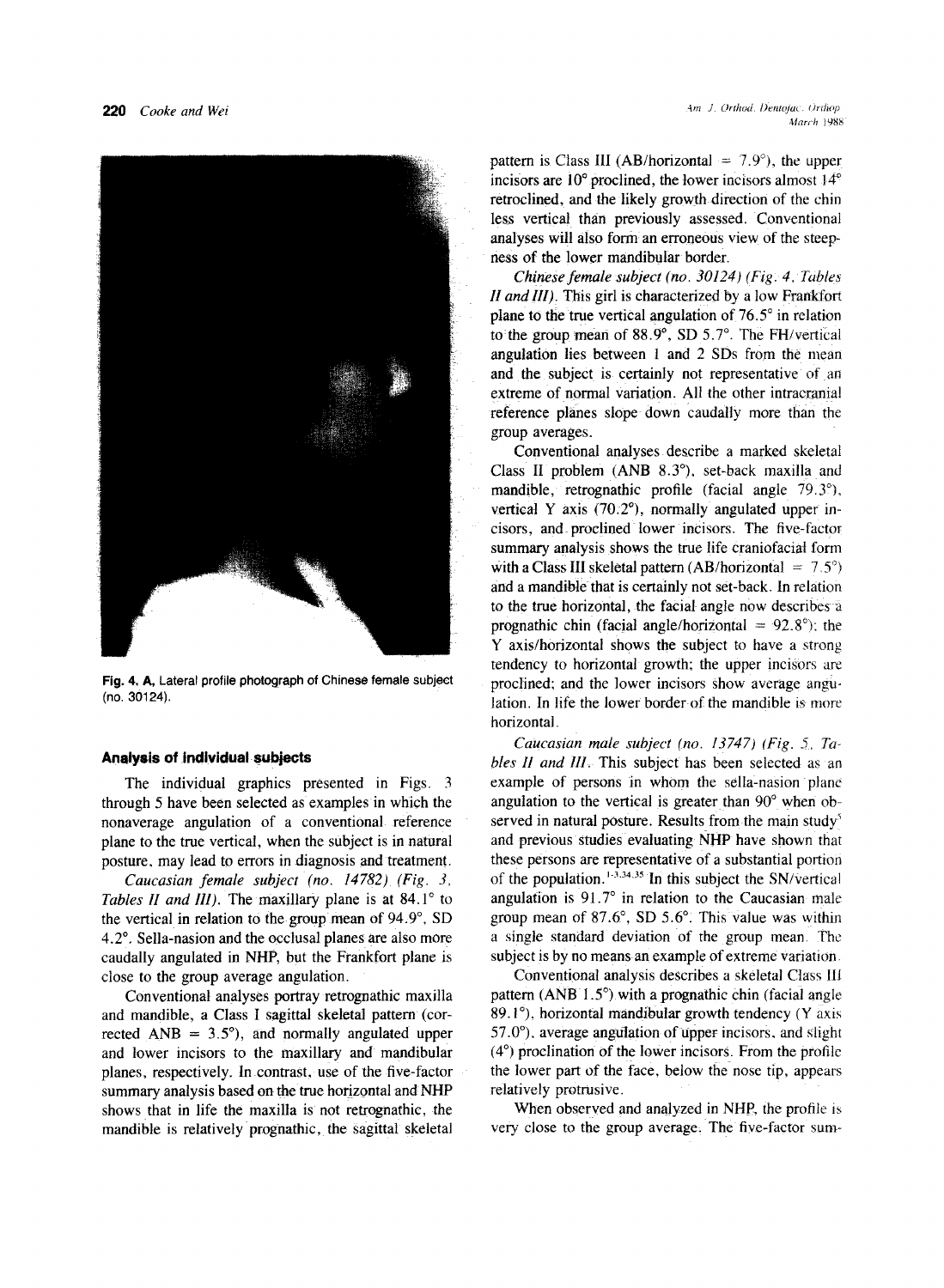Fig. 4. A, Lateral profile photograph of Chinese female subject (no. 30124).

### Analysis of individual subjects

The individual graphics presented in Figs. 3 through 5 have been selected as examples in which the nonaverage angulation of a conventional reference plane to the true vertical, when the subject is in natural posture, may lead to errors in diagnosis and treatment.

*Caucasian female subject (no. 14782) (Fig. 3, Tables II and III).* The maxillary plane is at 84.1° to the vertical in relation to the group mean of 94.9°, SD 4.2°. Sella-nasion and the occlusal planes are also more caudally angulated in NHP, but the Frankfort plane is close to the group average angulation.

Conventional analyses portray retrognathic maxilla and mandible, a Class I sagittal skeletal pattern (corrected ANB = 3.5°), and normally angulated upper and lower incisors to the maxillary and mandibular planes, respectively. In contrast, use of the five-factor summary analysis based on the true horizontal and NHP shows that in life the maxilla is not retrognathic, the mandible is relatively prognathic, the sagittal skeletal pattern is Class III (AB/horizontal = 7.9°), the upper incisors are 10° proclined, the lower incisors almost 14° retroclined, and the likely growth direction of the chin less vertical than previously assessed. Conventional analyses will also form an erroneous view of the steepness of the lower mandibular border.

*Chinese female subject (no. 30124) (Fig. 4, Tables II and III).* This girl is characterized by a low Frankfort plane to the true vertical angulation of 76.5° in relation to the group mean of 88.9°, SD 5.7°. The FH/vertical angulation lies between 1 and 2 SDs from the mean and the subject is certainly not representative of an extreme of normal variation. All the other intracranial reference planes slope down caudally more than the group averages.

Conventional analyses describe a marked skeletal Class II problem (ANB 8.3°), set-back maxilla and mandible, retrognathic profile (facial angle 79.3°), vertical Y axis (70.2°), normally angulated upper incisors, and proclined lower incisors. The five-factor summary analysis shows the true life craniofacial form with a Class III skeletal pattern (AB/horizontal = 7.5°) and a mandible that is certainly not set-back. In relation to the true horizontal, the facial angle now describes a prognathic chin (facial angle/horizontal = 92.8°); the Y axis/horizontal shows the subject to have a strong tendency to horizontal growth; the upper incisors are proclined; and the lower incisors show average angulation. In life the lower border of the mandible is more horizontal.

*Caucasian male subject (no. 13747) (Fig. 5, Tables II and III).* This subject has been selected as an example of persons in whom the sella-nasion plane angulation to the vertical is greater than 90° when observed in natural posture. Results from the main study[5] and previous studies evaluating NHP have shown that these persons are representative of a substantial portion of the population.[1-3,34,35] In this subject the SN/vertical angulation is 91.7° in relation to the Caucasian male group mean of 87.6°, SD 5.6°. This value was within a single standard deviation of the group mean. The subject is by no means an example of extreme variation.

Conventional analysis describes a skeletal Class III pattern (ANB 1.5°) with a prognathic chin (facial angle 89.1°), horizontal mandibular growth tendency (Y axis 57.0°), average angulation of upper incisors, and slight (4°) proclination of the lower incisors. From the profile the lower part of the face, below the nose tip, appears relatively protrusive.

When observed and analyzed in NHP, the profile is very close to the group average. The five-factor sum-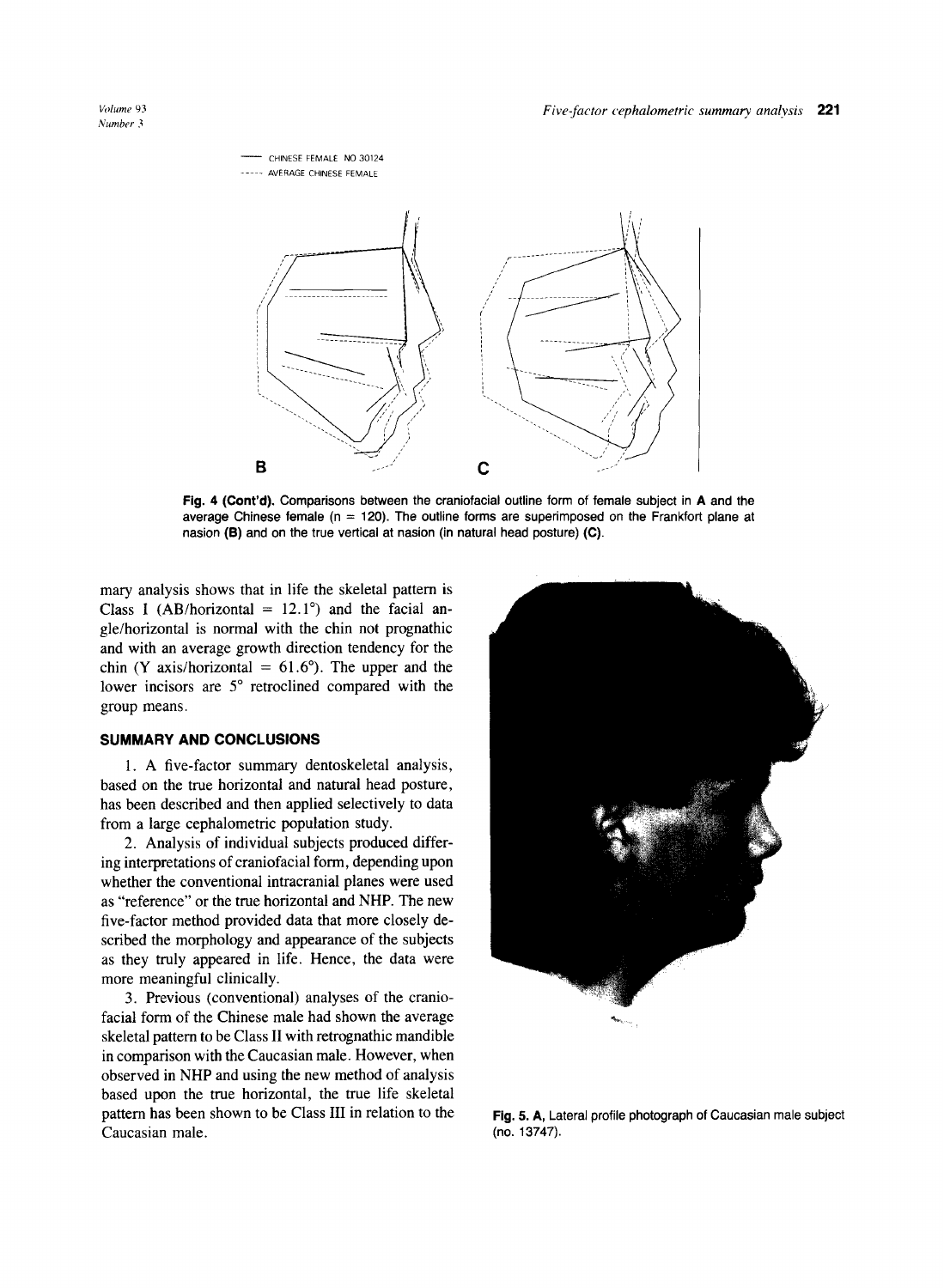— CHINESE FEMALE NO 30124

----- AVERAGE CHINESE FEMALE

B C

**Fig. 4 (Cont'd).** Comparisons between the craniofacial outline form of female subject in **A** and the average Chinese female (n = 120). The outline forms are superimposed on the Frankfort plane at nasion **(B)** and on the true vertical at nasion (in natural head posture) **(C)**.

mary analysis shows that in life the skeletal pattern is Class I (AB/horizontal = 12.1°) and the facial angle/horizontal is normal with the chin not prognathic and with an average growth direction tendency for the chin (Y axis/horizontal = 61.6°). The upper and the lower incisors are 5° retroclined compared with the group means.

## SUMMARY AND CONCLUSIONS

1. A five-factor summary dentoskeletal analysis, based on the true horizontal and natural head posture, has been described and then applied selectively to data from a large cephalometric population study.

2. Analysis of individual subjects produced differing interpretations of craniofacial form, depending upon whether the conventional intracranial planes were used as "reference" or the true horizontal and NHP. The new five-factor method provided data that more closely described the morphology and appearance of the subjects as they truly appeared in life. Hence, the data were more meaningful clinically.

3. Previous (conventional) analyses of the craniofacial form of the Chinese male had shown the average skeletal pattern to be Class II with retrognathic mandible in comparison with the Caucasian male. However, when observed in NHP and using the new method of analysis based upon the true horizontal, the true life skeletal pattern has been shown to be Class III in relation to the Caucasian male.

**Fig. 5. A,** Lateral profile photograph of Caucasian male subject (no. 13747).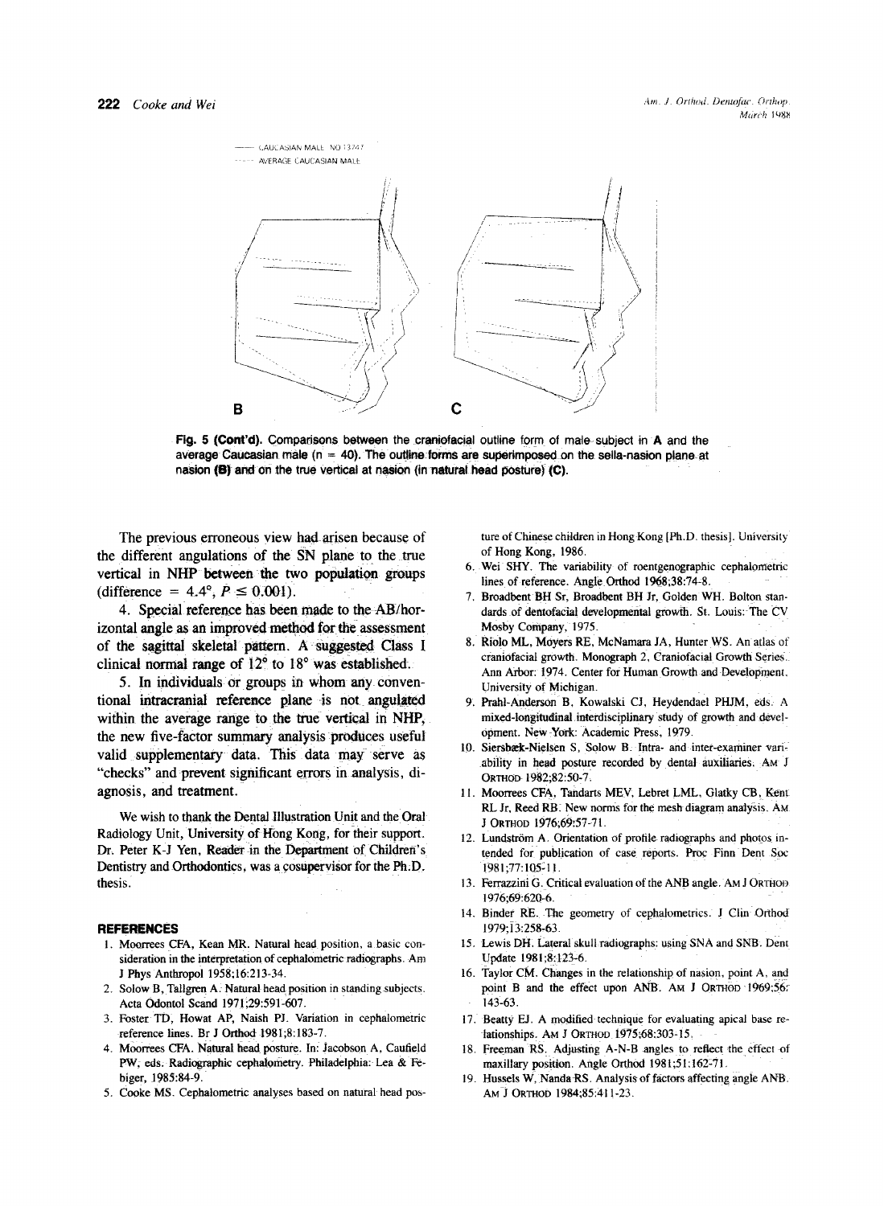Fig. 5 (Cont'd). Comparisons between the craniofacial outline form of male subject in **A** and the average Caucasian male (n = 40). The outline forms are superimposed on the sella-nasion plane at nasion **(B)** and on the true vertical at nasion (in natural head posture) **(C)**.

The previous erroneous view had arisen because of the different angulations of the SN plane to the true vertical in NHP between the two population groups (difference = 4.4°, $P \leq 0.001$).

4. Special reference has been made to the AB/horizontal angle as an improved method for the assessment of the sagittal skeletal pattern. A suggested Class I clinical normal range of 12° to 18° was established.

5. In individuals or groups in whom any conventional intracranial reference plane is not angulated within the average range to the true vertical in NHP, the new five-factor summary analysis produces useful valid supplementary data. This data may serve as "checks" and prevent significant errors in analysis, diagnosis, and treatment.

We wish to thank the Dental Illustration Unit and the Oral Radiology Unit, University of Hong Kong, for their support. Dr. Peter K-J Yen, Reader in the Department of Children's Dentistry and Orthodontics, was a cosupervisor for the Ph.D. thesis.

## REFERENCES

1. Moorrees CFA, Kean MR. Natural head position, a basic consideration in the interpretation of cephalometric radiographs. Am J Phys Anthropol 1958;16:213-34.
2. Solow B, Tallgren A. Natural head position in standing subjects. Acta Odontol Scand 1971;29:591-607.
3. Foster TD, Howat AP, Naish PJ. Variation in cephalometric reference lines. Br J Orthod 1981;8:183-7.
4. Moorrees CFA. Natural head posture. In: Jacobson A, Caufield PW, eds. Radiographic cephalometry. Philadelphia: Lea & Febiger, 1985:84-9.
5. Cooke MS. Cephalometric analyses based on natural head posture of Chinese children in Hong Kong [Ph.D. thesis]. University of Hong Kong, 1986.
6. Wei SHY. The variability of roentgenographic cephalometric lines of reference. Angle Orthod 1968;38:74-8.
7. Broadbent BH Sr, Broadbent BH Jr, Golden WH. Bolton standards of dentofacial developmental growth. St. Louis: The CV Mosby Company, 1975.
8. Riolo ML, Moyers RE, McNamara JA, Hunter WS. An atlas of craniofacial growth. Monograph 2, Craniofacial Growth Series. Ann Arbor: 1974. Center for Human Growth and Development, University of Michigan.
9. Prahl-Andersen B, Kowalski CJ, Heydendael PHJM, eds. A mixed-longitudinal interdisciplinary study of growth and development. New York: Academic Press, 1979.
10. Siersbæk-Nielsen S, Solow B. Intra- and inter-examiner variability in head posture recorded by dental auxiliaries. AM J ORTHOD 1982;82:50-7.
11. Moorrees CFA, Tandarts MEV, Lebret LML, Glatky CB, Kent RL Jr, Reed RB. New norms for the mesh diagram analysis. AM J ORTHOD 1976;69:57-71.
12. Lundström A. Orientation of profile radiographs and photos intended for publication of case reports. Proc Finn Dent Soc 1981;77:105-11.
13. Ferrazzini G. Critical evaluation of the ANB angle. AM J ORTHOD 1976;69:620-6.
14. Binder RE. The geometry of cephalometrics. J Clin Orthod 1979;13:258-63.
15. Lewis DH. Lateral skull radiographs: using SNA and SNB. Dent Update 1981;8:123-6.
16. Taylor CM. Changes in the relationship of nasion, point A, and point B and the effect upon ANB. AM J ORTHOD 1969;56:143-63.
17. Beatty EJ. A modified technique for evaluating apical base relationships. AM J ORTHOD 1975;68:303-15.
18. Freeman RS. Adjusting A-N-B angles to reflect the effect of maxillary position. Angle Orthod 1981;51:162-71.
19. Hussels W, Nanda RS. Analysis of factors affecting angle ANB. AM J ORTHOD 1984;85:411-23.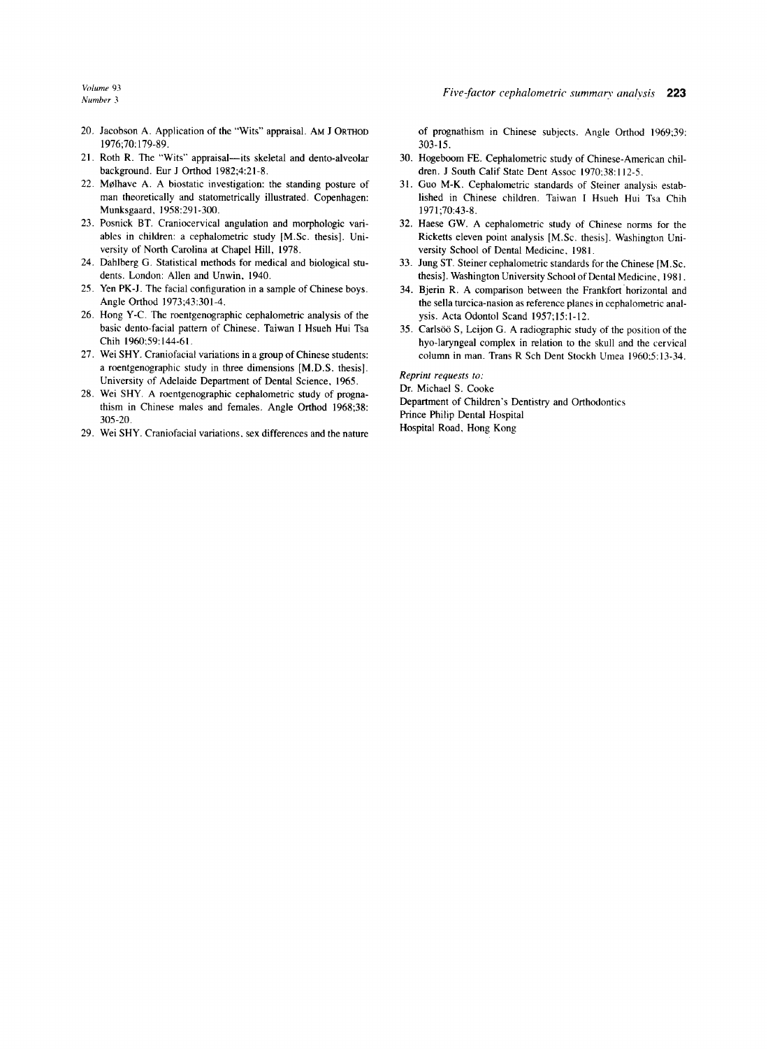20. Jacobson A. Application of the "Wits" appraisal. AM J ORTHOD 1976;70:179-89.
21. Roth R. The "Wits" appraisal—its skeletal and dento-alveolar background. Eur J Orthod 1982;4:21-8.
22. Mølhave A. A biostatic investigation: the standing posture of man theoretically and statometrically illustrated. Copenhagen: Munksgaard, 1958:291-300.
23. Posnick BT. Craniocervical angulation and morphologic variables in children: a cephalometric study [M.Sc. thesis]. University of North Carolina at Chapel Hill, 1978.
24. Dahlberg G. Statistical methods for medical and biological students. London: Allen and Unwin, 1940.
25. Yen PK-J. The facial configuration in a sample of Chinese boys. Angle Orthod 1973;43:301-4.
26. Hong Y-C. The roentgenographic cephalometric analysis of the basic dento-facial pattern of Chinese. Taiwan I Hsueh Hui Tsa Chih 1960;59:144-61.
27. Wei SHY. Craniofacial variations in a group of Chinese students: a roentgenographic study in three dimensions [M.D.S. thesis]. University of Adelaide Department of Dental Science, 1965.
28. Wei SHY. A roentgenographic cephalometric study of prognathism in Chinese males and females. Angle Orthod 1968;38:305-20.
29. Wei SHY. Craniofacial variations, sex differences and the nature of prognathism in Chinese subjects. Angle Orthod 1969;39:303-15.
30. Hogeboom FE. Cephalometric study of Chinese-American children. J South Calif State Dent Assoc 1970;38:112-5.
31. Guo M-K. Cephalometric standards of Steiner analysis established in Chinese children. Taiwan I Hsueh Hui Tsa Chih 1971;70:43-8.
32. Haese GW. A cephalometric study of Chinese norms for the Ricketts eleven point analysis [M.Sc. thesis]. Washington University School of Dental Medicine, 1981.
33. Jung ST. Steiner cephalometric standards for the Chinese [M.Sc. thesis]. Washington University School of Dental Medicine, 1981.
34. Bjerin R. A comparison between the Frankfort horizontal and the sella turcica-nasion as reference planes in cephalometric analysis. Acta Odontol Scand 1957;15:1-12.
35. Carlsöö S, Leijon G. A radiographic study of the position of the hyo-laryngeal complex in relation to the skull and the cervical column in man. Trans R Sch Dent Stockh Umea 1960;5:13-34.

*Reprint requests to:*
Dr. Michael S. Cooke
Department of Children's Dentistry and Orthodontics
Prince Philip Dental Hospital
Hospital Road, Hong Kong